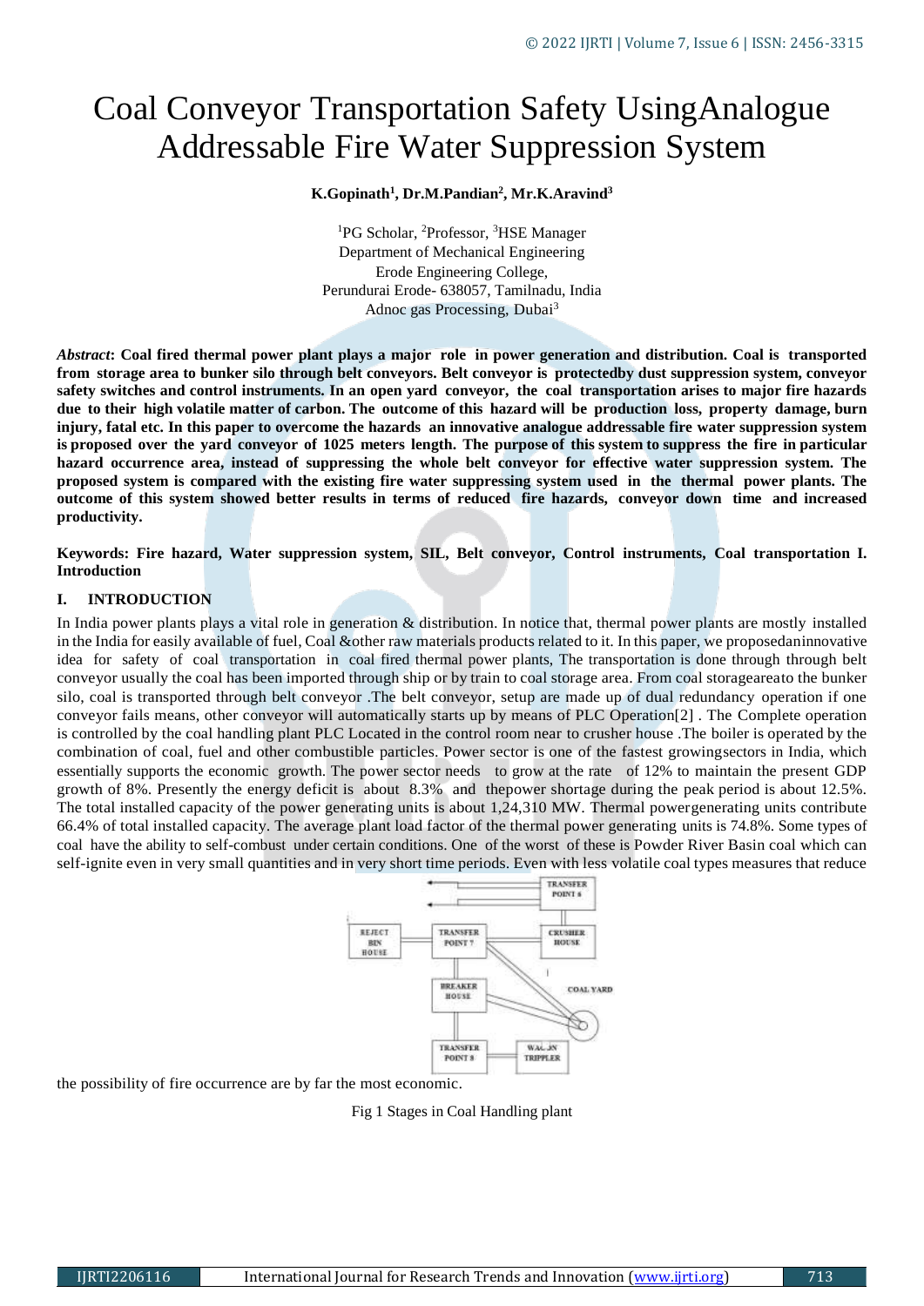# Coal Conveyor Transportation Safety UsingAnalogue Addressable Fire Water Suppression System

**K.Gopinath[1], Dr.M.Pandian[2], Mr.K.Aravind[3]**

[1]PG Scholar, [2]Professor, [3]HSE Manager
Department of Mechanical Engineering
Erode Engineering College,
Perundurai Erode- 638057, Tamilnadu, India
Adnoc gas Processing, Dubai[3]

***Abstract*: Coal fired thermal power plant plays a major role in power generation and distribution. Coal is transported from storage area to bunker silo through belt conveyors. Belt conveyor is protectedby dust suppression system, conveyor safety switches and control instruments. In an open yard conveyor, the coal transportation arises to major fire hazards due to their high volatile matter of carbon. The outcome of this hazard will be production loss, property damage, burn injury, fatal etc. In this paper to overcome the hazards an innovative analogue addressable fire water suppression system is proposed over the yard conveyor of 1025 meters length. The purpose of this system to suppress the fire in particular hazard occurrence area, instead of suppressing the whole belt conveyor for effective water suppression system. The proposed system is compared with the existing fire water suppressing system used in the thermal power plants. The outcome of this system showed better results in terms of reduced fire hazards, conveyor down time and increased productivity.**

**Keywords: Fire hazard, Water suppression system, SIL, Belt conveyor, Control instruments, Coal transportation I. Introduction**

## I. INTRODUCTION

In India power plants plays a vital role in generation & distribution. In notice that, thermal power plants are mostly installed in the India for easily available of fuel, Coal &other raw materials products related to it. In this paper, we proposedaninnovative idea for safety of coal transportation in coal fired thermal power plants, The transportation is done through through belt conveyor usually the coal has been imported through ship or by train to coal storage area. From coal storageareato the bunker silo, coal is transported through belt conveyor .The belt conveyor, setup are made up of dual redundancy operation if one conveyor fails means, other conveyor will automatically starts up by means of PLC Operation[2] . The Complete operation is controlled by the coal handling plant PLC Located in the control room near to crusher house .The boiler is operated by the combination of coal, fuel and other combustible particles. Power sector is one of the fastest growingsectors in India, which essentially supports the economic growth. The power sector needs to grow at the rate of 12% to maintain the present GDP growth of 8%. Presently the energy deficit is about 8.3% and thepower shortage during the peak period is about 12.5%. The total installed capacity of the power generating units is about 1,24,310 MW. Thermal powergenerating units contribute 66.4% of total installed capacity. The average plant load factor of the thermal power generating units is 74.8%. Some types of coal have the ability to self-combust under certain conditions. One of the worst of these is Powder River Basin coal which can self-ignite even in very small quantities and in very short time periods. Even with less volatile coal types measures that reduce the possibility of fire occurrence are by far the most economic.

Fig 1 Stages in Coal Handling plant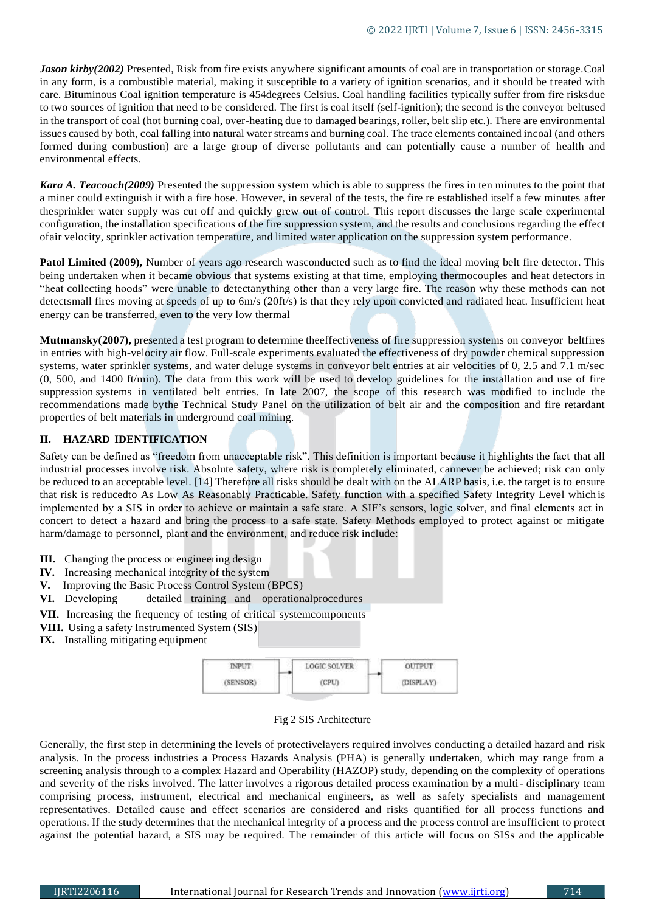***Jason kirby(2002)*** Presented, Risk from fire exists anywhere significant amounts of coal are in transportation or storage.Coal in any form, is a combustible material, making it susceptible to a variety of ignition scenarios, and it should be treated with care. Bituminous Coal ignition temperature is 454degrees Celsius. Coal handling facilities typically suffer from fire risksdue to two sources of ignition that need to be considered. The first is coal itself (self-ignition); the second is the conveyor beltused in the transport of coal (hot burning coal, over-heating due to damaged bearings, roller, belt slip etc.). There are environmental issues caused by both, coal falling into natural water streams and burning coal. The trace elements contained incoal (and others formed during combustion) are a large group of diverse pollutants and can potentially cause a number of health and environmental effects.

***Kara A. Teacoach(2009)*** Presented the suppression system which is able to suppress the fires in ten minutes to the point that a miner could extinguish it with a fire hose. However, in several of the tests, the fire re established itself a few minutes after thesprinkler water supply was cut off and quickly grew out of control. This report discusses the large scale experimental configuration, the installation specifications of the fire suppression system, and the results and conclusions regarding the effect ofair velocity, sprinkler activation temperature, and limited water application on the suppression system performance.

**Patol Limited (2009),** Number of years ago research wasconducted such as to find the ideal moving belt fire detector. This being undertaken when it became obvious that systems existing at that time, employing thermocouples and heat detectors in "heat collecting hoods" were unable to detectanything other than a very large fire. The reason why these methods can not detectsmall fires moving at speeds of up to 6m/s (20ft/s) is that they rely upon convicted and radiated heat. Insufficient heat energy can be transferred, even to the very low thermal

**Mutmansky(2007),** presented a test program to determine theeffectiveness of fire suppression systems on conveyor beltfires in entries with high-velocity air flow. Full-scale experiments evaluated the effectiveness of dry powder chemical suppression systems, water sprinkler systems, and water deluge systems in conveyor belt entries at air velocities of 0, 2.5 and 7.1 m/sec (0, 500, and 1400 ft/min). The data from this work will be used to develop guidelines for the installation and use of fire suppression systems in ventilated belt entries. In late 2007, the scope of this research was modified to include the recommendations made bythe Technical Study Panel on the utilization of belt air and the composition and fire retardant properties of belt materials in underground coal mining.

## II. HAZARD IDENTIFICATION

Safety can be defined as "freedom from unacceptable risk". This definition is important because it highlights the fact that all industrial processes involve risk. Absolute safety, where risk is completely eliminated, cannever be achieved; risk can only be reduced to an acceptable level. [14] Therefore all risks should be dealt with on the ALARP basis, i.e. the target is to ensure that risk is reducedto As Low As Reasonably Practicable. Safety function with a specified Safety Integrity Level which is implemented by a SIS in order to achieve or maintain a safe state. A SIF's sensors, logic solver, and final elements act in concert to detect a hazard and bring the process to a safe state. Safety Methods employed to protect against or mitigate harm/damage to personnel, plant and the environment, and reduce risk include:

**III.** Changing the process or engineering design
**IV.** Increasing mechanical integrity of the system
**V.** Improving the Basic Process Control System (BPCS)
**VI.** Developing detailed training and operationalprocedures
**VII.** Increasing the frequency of testing of critical systemcomponents
**VIII.** Using a safety Instrumented System (SIS)
**IX.** Installing mitigating equipment

| INPUT (SENSOR) | → | LOGIC SOLVER (CPU) | → | OUTPUT (DISPLAY) |
|---|---|---|---|---|

Fig 2 SIS Architecture

Generally, the first step in determining the levels of protectivelayers required involves conducting a detailed hazard and risk analysis. In the process industries a Process Hazards Analysis (PHA) is generally undertaken, which may range from a screening analysis through to a complex Hazard and Operability (HAZOP) study, depending on the complexity of operations and severity of the risks involved. The latter involves a rigorous detailed process examination by a multi- disciplinary team comprising process, instrument, electrical and mechanical engineers, as well as safety specialists and management representatives. Detailed cause and effect scenarios are considered and risks quantified for all process functions and operations. If the study determines that the mechanical integrity of a process and the process control are insufficient to protect against the potential hazard, a SIS may be required. The remainder of this article will focus on SISs and the applicable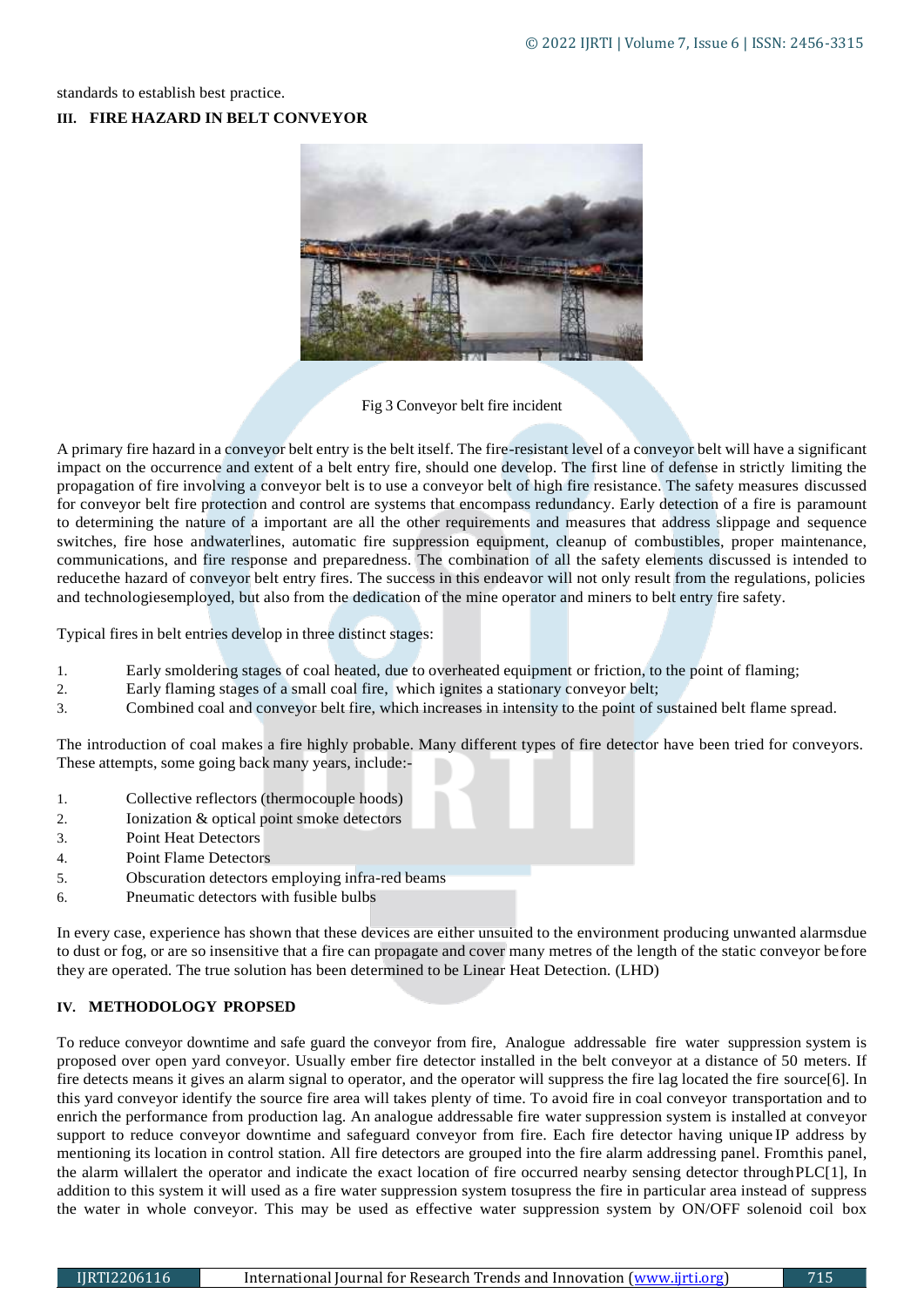standards to establish best practice.

### III. FIRE HAZARD IN BELT CONVEYOR

Fig 3 Conveyor belt fire incident

A primary fire hazard in a conveyor belt entry is the belt itself. The fire-resistant level of a conveyor belt will have a significant impact on the occurrence and extent of a belt entry fire, should one develop. The first line of defense in strictly limiting the propagation of fire involving a conveyor belt is to use a conveyor belt of high fire resistance. The safety measures discussed for conveyor belt fire protection and control are systems that encompass redundancy. Early detection of a fire is paramount to determining the nature of a important are all the other requirements and measures that address slippage and sequence switches, fire hose andwaterlines, automatic fire suppression equipment, cleanup of combustibles, proper maintenance, communications, and fire response and preparedness. The combination of all the safety elements discussed is intended to reducethe hazard of conveyor belt entry fires. The success in this endeavor will not only result from the regulations, policies and technologiesemployed, but also from the dedication of the mine operator and miners to belt entry fire safety.

Typical fires in belt entries develop in three distinct stages:

1. Early smoldering stages of coal heated, due to overheated equipment or friction, to the point of flaming;
2. Early flaming stages of a small coal fire, which ignites a stationary conveyor belt;
3. Combined coal and conveyor belt fire, which increases in intensity to the point of sustained belt flame spread.

The introduction of coal makes a fire highly probable. Many different types of fire detector have been tried for conveyors. These attempts, some going back many years, include:-

1. Collective reflectors (thermocouple hoods)
2. Ionization & optical point smoke detectors
3. Point Heat Detectors
4. Point Flame Detectors
5. Obscuration detectors employing infra-red beams
6. Pneumatic detectors with fusible bulbs

In every case, experience has shown that these devices are either unsuited to the environment producing unwanted alarmsdue to dust or fog, or are so insensitive that a fire can propagate and cover many metres of the length of the static conveyor before they are operated. The true solution has been determined to be Linear Heat Detection. (LHD)

### IV. METHODOLOGY PROPSED

To reduce conveyor downtime and safe guard the conveyor from fire, Analogue addressable fire water suppression system is proposed over open yard conveyor. Usually ember fire detector installed in the belt conveyor at a distance of 50 meters. If fire detects means it gives an alarm signal to operator, and the operator will suppress the fire lag located the fire source[6]. In this yard conveyor identify the source fire area will takes plenty of time. To avoid fire in coal conveyor transportation and to enrich the performance from production lag. An analogue addressable fire water suppression system is installed at conveyor support to reduce conveyor downtime and safeguard conveyor from fire. Each fire detector having unique IP address by mentioning its location in control station. All fire detectors are grouped into the fire alarm addressing panel. Fromthis panel, the alarm willalert the operator and indicate the exact location of fire occurred nearby sensing detector throughPLC[1], In addition to this system it will used as a fire water suppression system tosupress the fire in particular area instead of suppress the water in whole conveyor. This may be used as effective water suppression system by ON/OFF solenoid coil box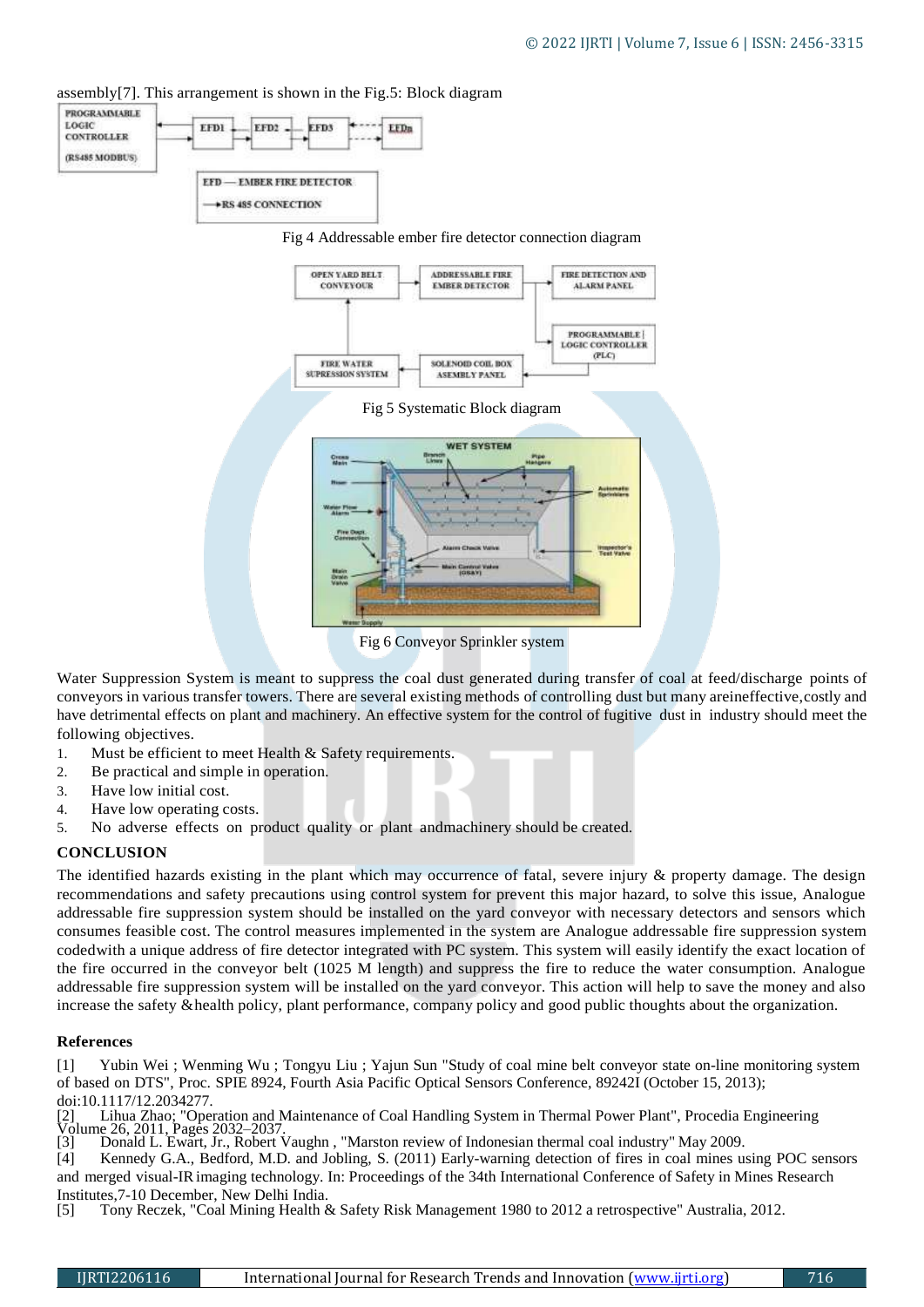assembly[7]. This arrangement is shown in the Fig.5: Block diagram

Fig 4 Addressable ember fire detector connection diagram

Fig 5 Systematic Block diagram

Fig 6 Conveyor Sprinkler system

Water Suppression System is meant to suppress the coal dust generated during transfer of coal at feed/discharge points of conveyors in various transfer towers. There are several existing methods of controlling dust but many areineffective,costly and have detrimental effects on plant and machinery. An effective system for the control of fugitive dust in industry should meet the following objectives.

1. Must be efficient to meet Health & Safety requirements.
2. Be practical and simple in operation.
3. Have low initial cost.
4. Have low operating costs.
5. No adverse effects on product quality or plant andmachinery should be created.

## CONCLUSION

The identified hazards existing in the plant which may occurrence of fatal, severe injury & property damage. The design recommendations and safety precautions using control system for prevent this major hazard, to solve this issue, Analogue addressable fire suppression system should be installed on the yard conveyor with necessary detectors and sensors which consumes feasible cost. The control measures implemented in the system are Analogue addressable fire suppression system codedwith a unique address of fire detector integrated with PC system. This system will easily identify the exact location of the fire occurred in the conveyor belt (1025 M length) and suppress the fire to reduce the water consumption. Analogue addressable fire suppression system will be installed on the yard conveyor. This action will help to save the money and also increase the safety &health policy, plant performance, company policy and good public thoughts about the organization.

## References

[1] Yubin Wei ; Wenming Wu ; Tongyu Liu ; Yajun Sun "Study of coal mine belt conveyor state on-line monitoring system of based on DTS", Proc. SPIE 8924, Fourth Asia Pacific Optical Sensors Conference, 89242I (October 15, 2013); doi:10.1117/12.2034277.

[2] Lihua Zhao; "Operation and Maintenance of Coal Handling System in Thermal Power Plant", Procedia Engineering Volume 26, 2011, Pages 2032–2037.

[3] Donald L. Ewart, Jr., Robert Vaughn , "Marston review of Indonesian thermal coal industry" May 2009.

[4] Kennedy G.A., Bedford, M.D. and Jobling, S. (2011) Early-warning detection of fires in coal mines using POC sensors and merged visual-IR imaging technology. In: Proceedings of the 34th International Conference of Safety in Mines Research Institutes,7-10 December, New Delhi India.

[5] Tony Reczek, "Coal Mining Health & Safety Risk Management 1980 to 2012 a retrospective" Australia, 2012.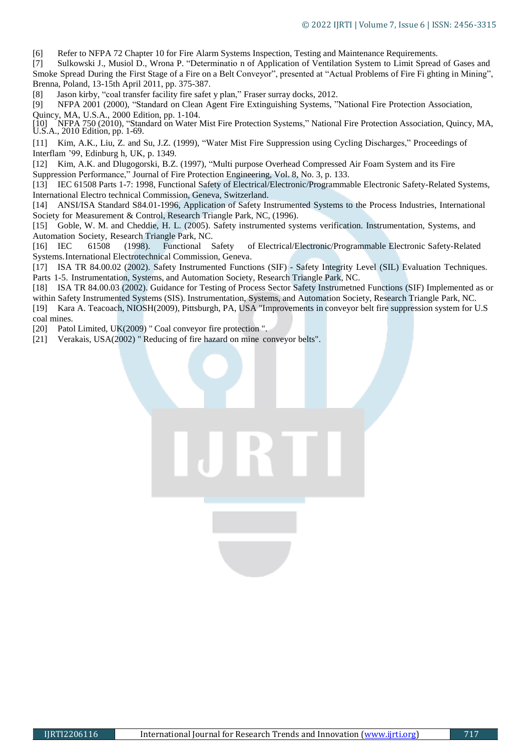[6] Refer to NFPA 72 Chapter 10 for Fire Alarm Systems Inspection, Testing and Maintenance Requirements.

[7] Sulkowski J., Musiol D., Wrona P. "Determinatio n of Application of Ventilation System to Limit Spread of Gases and Smoke Spread During the First Stage of a Fire on a Belt Conveyor", presented at "Actual Problems of Fire Fi ghting in Mining", Brenna, Poland, 13-15th April 2011, pp. 375-387.

[8] Jason kirby, "coal transfer facility fire safet y plan," Fraser surray docks, 2012.

[9] NFPA 2001 (2000), "Standard on Clean Agent Fire Extinguishing Systems, "National Fire Protection Association, Quincy, MA, U.S.A., 2000 Edition, pp. 1-104.

[10] NFPA 750 (2010), "Standard on Water Mist Fire Protection Systems," National Fire Protection Association, Quincy, MA, U.S.A., 2010 Edition, pp. 1-69.

[11] Kim, A.K., Liu, Z. and Su, J.Z. (1999), "Water Mist Fire Suppression using Cycling Discharges," Proceedings of Interflam '99, Edinburg h, UK, p. 1349.

[12] Kim, A.K. and Dlugogorski, B.Z. (1997), "Multi purpose Overhead Compressed Air Foam System and its Fire Suppression Performance," Journal of Fire Protection Engineering, Vol. 8, No. 3, p. 133.

[13] IEC 61508 Parts 1-7: 1998, Functional Safety of Electrical/Electronic/Programmable Electronic Safety-Related Systems, International Electro technical Commission, Geneva, Switzerland.

[14] ANSI/ISA Standard S84.01-1996, Application of Safety Instrumented Systems to the Process Industries, International Society for Measurement & Control, Research Triangle Park, NC, (1996).

[15] Goble, W. M. and Cheddie, H. L. (2005). Safety instrumented systems verification. Instrumentation, Systems, and Automation Society, Research Triangle Park, NC.

[16] IEC 61508 (1998). Functional Safety of Electrical/Electronic/Programmable Electronic Safety-Related Systems. International Electrotechnical Commission, Geneva.

[17] ISA TR 84.00.02 (2002). Safety Instrumented Functions (SIF) - Safety Integrity Level (SIL) Evaluation Techniques. Parts 1-5. Instrumentation, Systems, and Automation Society, Research Triangle Park, NC.

[18] ISA TR 84.00.03 (2002). Guidance for Testing of Process Sector Safety Instrumetned Functions (SIF) Implemented as or within Safety Instrumented Systems (SIS). Instrumentation, Systems, and Automation Society, Research Triangle Park, NC.

[19] Kara A. Teacoach, NIOSH(2009), Pittsburgh, PA, USA "Improvements in conveyor belt fire suppression system for U.S coal mines.

[20] Patol Limited, UK(2009) " Coal conveyor fire protection ".

[21] Verakais, USA(2002) " Reducing of fire hazard on mine conveyor belts".